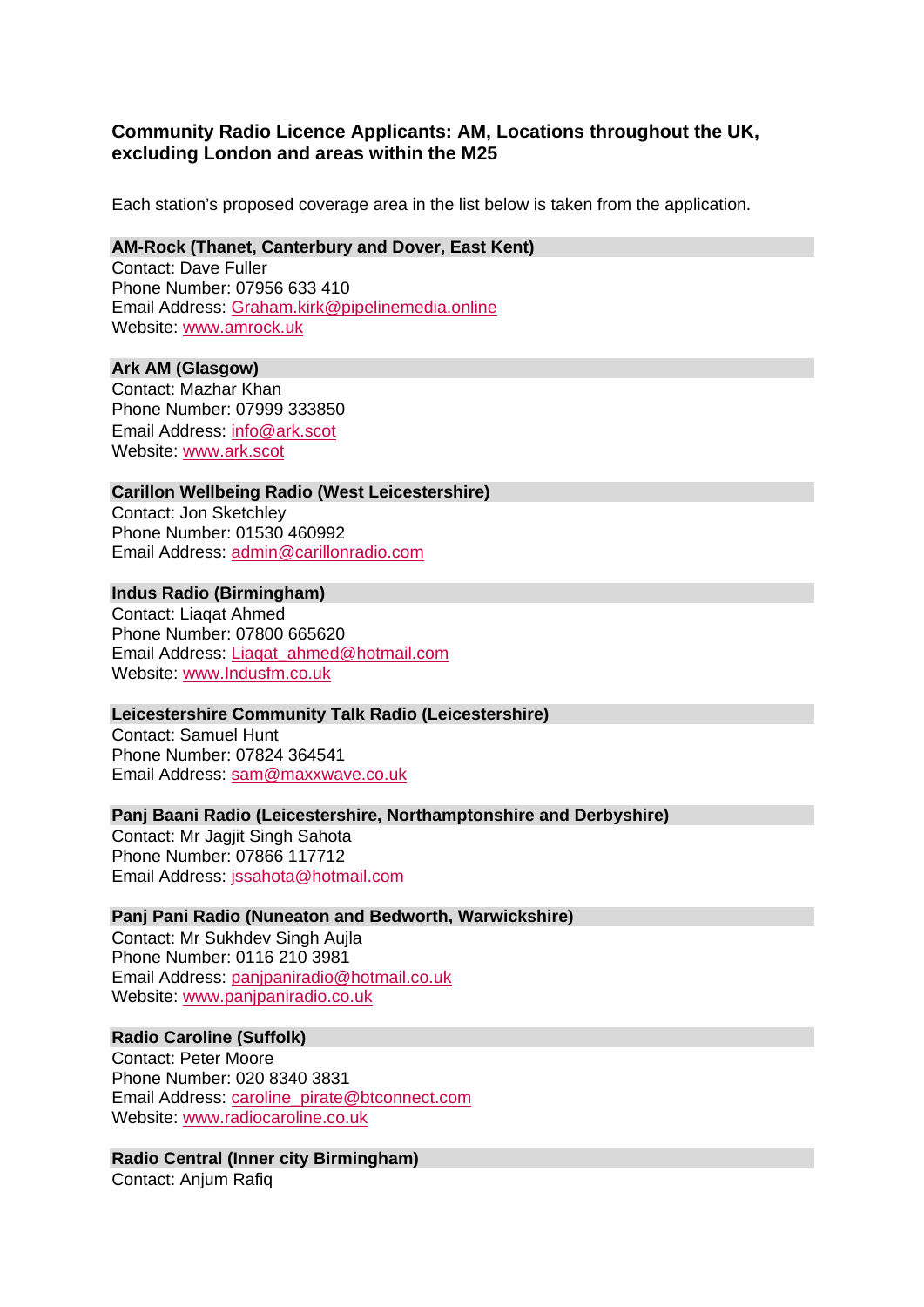# Community Radio Licence Applicants: AM, Locations throughout the UK, excluding London and areas within the M25

Each station's proposed coverage area in the list below is taken from the application.

### AM-Rock (Thanet, Canterbury and Dover, East Kent)

Contact: Dave Fuller
Phone Number: 07956 633 410
Email Address: Graham.kirk@pipelinemedia.online
Website: www.amrock.uk

### Ark AM (Glasgow)

Contact: Mazhar Khan
Phone Number: 07999 333850
Email Address: info@ark.scot
Website: www.ark.scot

### Carillon Wellbeing Radio (West Leicestershire)

Contact: Jon Sketchley
Phone Number: 01530 460992
Email Address: admin@carillonradio.com

### Indus Radio (Birmingham)

Contact: Liaqat Ahmed
Phone Number: 07800 665620
Email Address: Liaqat_ahmed@hotmail.com
Website: www.Indusfm.co.uk

### Leicestershire Community Talk Radio (Leicestershire)

Contact: Samuel Hunt
Phone Number: 07824 364541
Email Address: sam@maxxwave.co.uk

### Panj Baani Radio (Leicestershire, Northamptonshire and Derbyshire)

Contact: Mr Jagjit Singh Sahota
Phone Number: 07866 117712
Email Address: jssahota@hotmail.com

### Panj Pani Radio (Nuneaton and Bedworth, Warwickshire)

Contact: Mr Sukhdev Singh Aujla
Phone Number: 0116 210 3981
Email Address: panjpaniradio@hotmail.co.uk
Website: www.panjpaniradio.co.uk

### Radio Caroline (Suffolk)

Contact: Peter Moore
Phone Number: 020 8340 3831
Email Address: caroline_pirate@btconnect.com
Website: www.radiocaroline.co.uk

### Radio Central (Inner city Birmingham)

Contact: Anjum Rafiq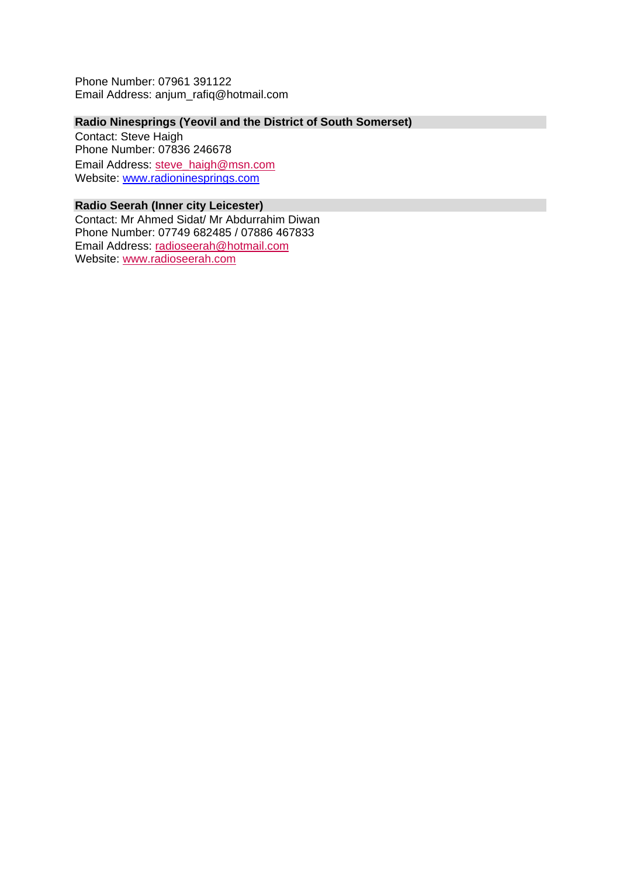Phone Number: 07961 391122
Email Address: anjum_rafiq@hotmail.com

**Radio Ninesprings (Yeovil and the District of South Somerset)**

Contact: Steve Haigh
Phone Number: 07836 246678
Email Address: steve_haigh@msn.com
Website: www.radioninesprings.com

**Radio Seerah (Inner city Leicester)**

Contact: Mr Ahmed Sidat/ Mr Abdurrahim Diwan
Phone Number: 07749 682485 / 07886 467833
Email Address: radioseerah@hotmail.com
Website: www.radioseerah.com